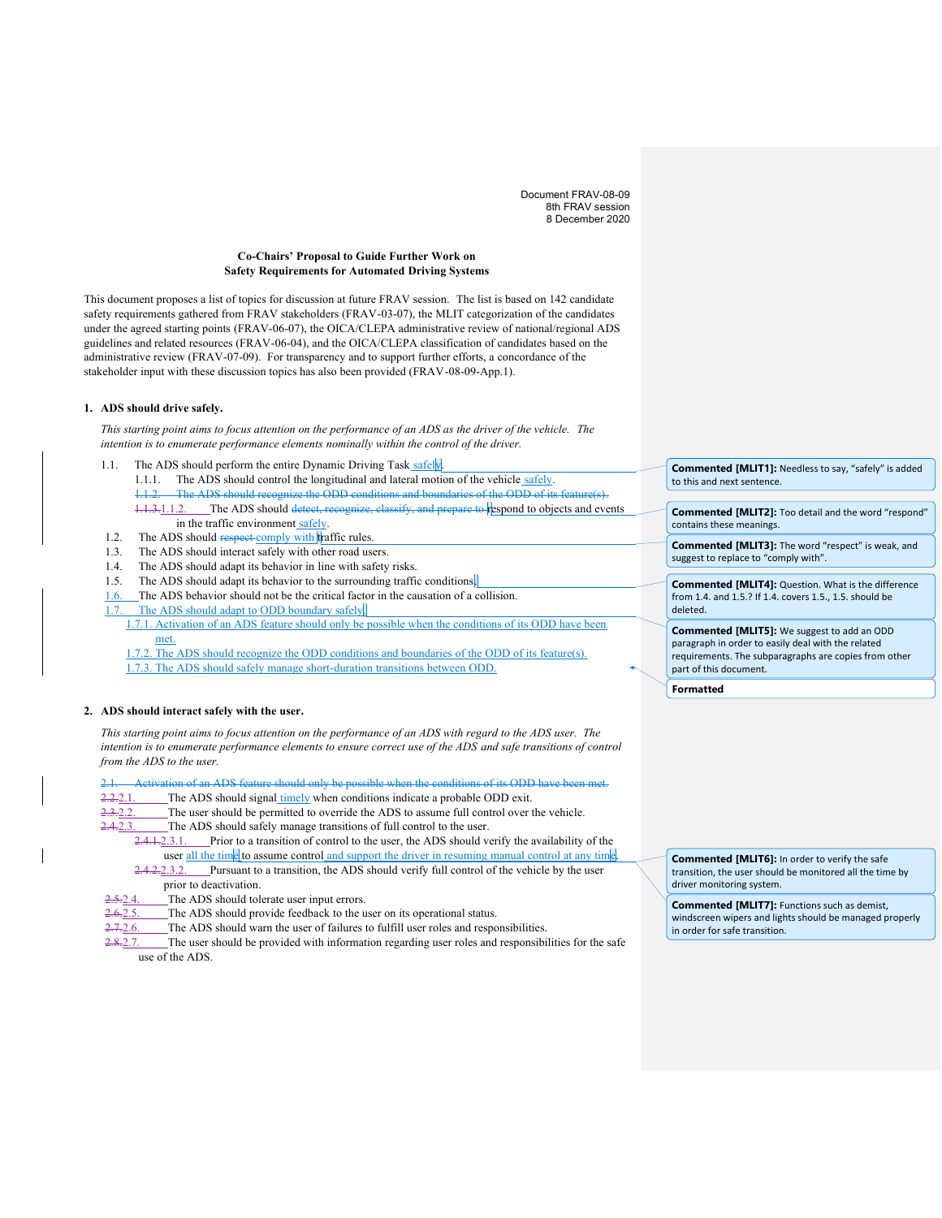Document FRAV-08-09
8th FRAV session
8 December 2020

**Co-Chairs' Proposal to Guide Further Work on Safety Requirements for Automated Driving Systems**

This document proposes a list of topics for discussion at future FRAV session. The list is based on 142 candidate safety requirements gathered from FRAV stakeholders (FRAV-03-07), the MLIT categorization of the candidates under the agreed starting points (FRAV-06-07), the OICA/CLEPA administrative review of national/regional ADS guidelines and related resources (FRAV-06-04), and the OICA/CLEPA classification of candidates based on the administrative review (FRAV-07-09). For transparency and to support further efforts, a concordance of the stakeholder input with these discussion topics has also been provided (FRAV-08-09-App.1).

## 1. ADS should drive safely.

*This starting point aims to focus attention on the performance of an ADS as the driver of the vehicle. The intention is to enumerate performance elements nominally within the control of the driver.*

1.1. The ADS should perform the entire Dynamic Driving Task safely.
- 1.1.1. The ADS should control the longitudinal and lateral motion of the vehicle safely.
- ~~1.1.2. The ADS should recognize the ODD conditions and boundaries of the ODD of its feature(s).~~
- ~~1.1.3.~~ 1.1.2. The ADS should ~~detect, recognize, classify, and prepare to~~ respond to objects and events in the traffic environment safely.

1.2. The ADS should ~~respect~~ comply with traffic rules.

1.3. The ADS should interact safely with other road users.

1.4. The ADS should adapt its behavior in line with safety risks.

1.5. The ADS should adapt its behavior to the surrounding traffic conditions.

1.6. The ADS behavior should not be the critical factor in the causation of a collision.

1.7. The ADS should adapt to ODD boundary safely.
- 1.7.1. Activation of an ADS feature should only be possible when the conditions of its ODD have been met.
- 1.7.2. The ADS should recognize the ODD conditions and boundaries of the ODD of its feature(s).
- 1.7.3. The ADS should safely manage short-duration transitions between ODD.

## 2. ADS should interact safely with the user.

*This starting point aims to focus attention on the performance of an ADS with regard to the ADS user. The intention is to enumerate performance elements to ensure correct use of the ADS and safe transitions of control from the ADS to the user.*

~~2.1. Activation of an ADS feature should only be possible when the conditions of its ODD have been met.~~

~~2.2.~~ 2.1. The ADS should signal timely when conditions indicate a probable ODD exit.

~~2.3.~~ 2.2. The user should be permitted to override the ADS to assume full control over the vehicle.

~~2.4.~~ 2.3. The ADS should safely manage transitions of full control to the user.
- ~~2.4.1.~~ 2.3.1. Prior to a transition of control to the user, the ADS should verify the availability of the user all the time to assume control and support the driver in resuming manual control at any time.
- ~~2.4.2.~~ 2.3.2. Pursuant to a transition, the ADS should verify full control of the vehicle by the user prior to deactivation.

~~2.5.~~ 2.4. The ADS should tolerate user input errors.

~~2.6.~~ 2.5. The ADS should provide feedback to the user on its operational status.

~~2.7.~~ 2.6. The ADS should warn the user of failures to fulfill user roles and responsibilities.

~~2.8.~~ 2.7. The user should be provided with information regarding user roles and responsibilities for the safe use of the ADS.

---

**Commented [MLIT1]:** Needless to say, "safely" is added to this and next sentence.

**Commented [MLIT2]:** Too detail and the word "respond" contains these meanings.

**Commented [MLIT3]:** The word "respect" is weak, and suggest to replace to "comply with".

**Commented [MLIT4]:** Question. What is the difference from 1.4. and 1.5.? If 1.4. covers 1.5., 1.5. should be deleted.

**Commented [MLIT5]:** We suggest to add an ODD paragraph in order to easily deal with the related requirements. The subparagraphs are copies from other part of this document.

**Formatted**

**Commented [MLIT6]:** In order to verify the safe transition, the user should be monitored all the time by driver monitoring system.

**Commented [MLIT7]:** Functions such as demist, windscreen wipers and lights should be managed properly in order for safe transition.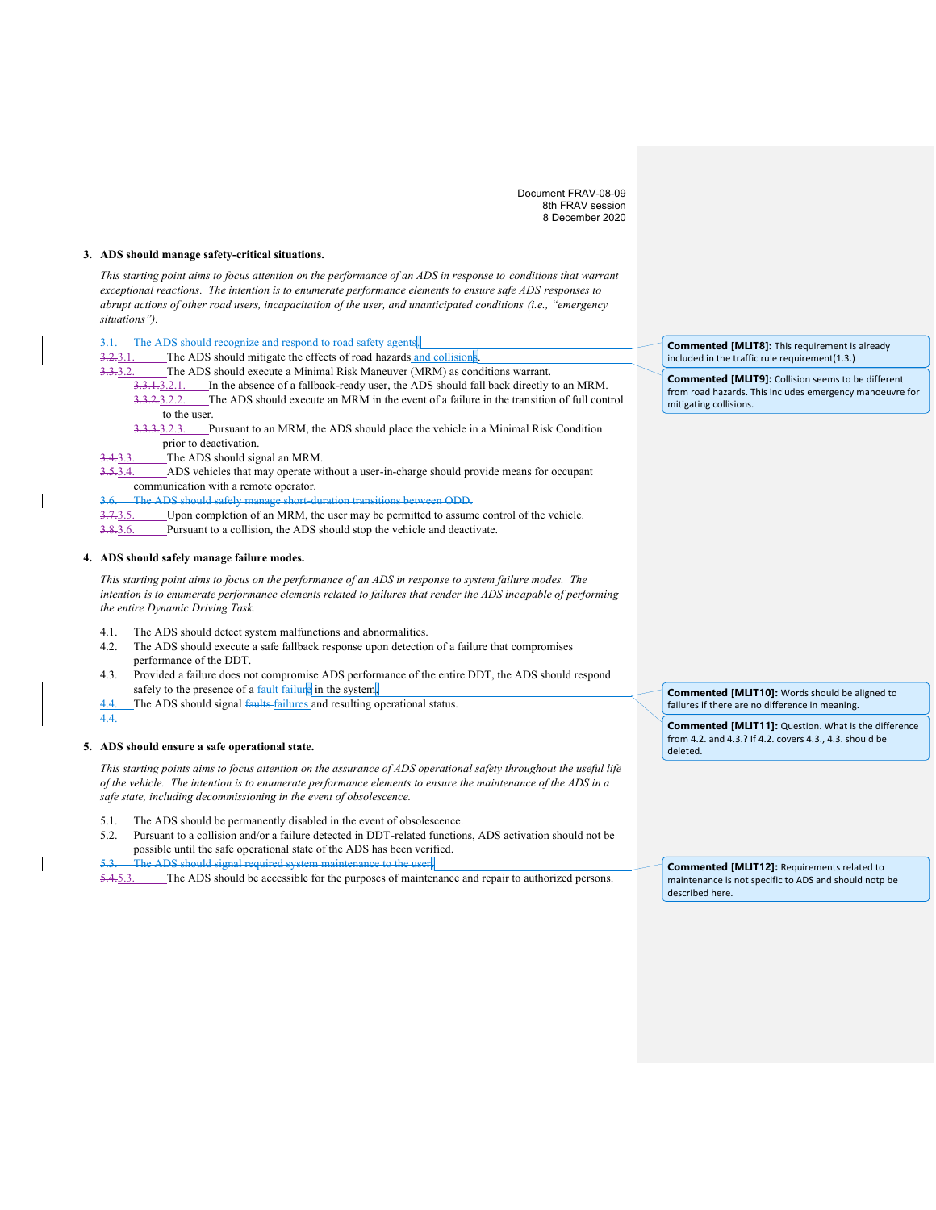Document FRAV-08-09
8th FRAV session
8 December 2020

**3. ADS should manage safety-critical situations.**

*This starting point aims to focus attention on the performance of an ADS in response to conditions that warrant exceptional reactions. The intention is to enumerate performance elements to ensure safe ADS responses to abrupt actions of other road users, incapacitation of the user, and unanticipated conditions (i.e., "emergency situations").*

~~3.1. The ADS should recognize and respond to road safety agents.~~
~~3.2.~~3.1. The ADS should mitigate the effects of road hazards and collisions.
~~3.3.~~3.2. The ADS should execute a Minimal Risk Maneuver (MRM) as conditions warrant.
~~3.3.1.~~3.2.1. In the absence of a fallback-ready user, the ADS should fall back directly to an MRM.
~~3.3.2.~~3.2.2. The ADS should execute an MRM in the event of a failure in the transition of full control to the user.
~~3.3.3.~~3.2.3. Pursuant to an MRM, the ADS should place the vehicle in a Minimal Risk Condition prior to deactivation.
~~3.4.~~3.3. The ADS should signal an MRM.
~~3.5.~~3.4. ADS vehicles that may operate without a user-in-charge should provide means for occupant communication with a remote operator.
~~3.6. The ADS should safely manage short-duration transitions between ODD.~~
~~3.7.~~3.5. Upon completion of an MRM, the user may be permitted to assume control of the vehicle.
~~3.8.~~3.6. Pursuant to a collision, the ADS should stop the vehicle and deactivate.

**Commented [MLIT8]:** This requirement is already included in the traffic rule requirement(1.3.)

**Commented [MLIT9]:** Collision seems to be different from road hazards. This includes emergency manoeuvre for mitigating collisions.

**4. ADS should safely manage failure modes.**

*This starting point aims to focus on the performance of an ADS in response to system failure modes. The intention is to enumerate performance elements related to failures that render the ADS incapable of performing the entire Dynamic Driving Task.*

4.1. The ADS should detect system malfunctions and abnormalities.
4.2. The ADS should execute a safe fallback response upon detection of a failure that compromises performance of the DDT.
4.3. Provided a failure does not compromise ADS performance of the entire DDT, the ADS should respond safely to the presence of a ~~fault~~ failure in the system.
4.4. The ADS should signal ~~faults~~ failures and resulting operational status.
~~4.4.~~

**Commented [MLIT10]:** Words should be aligned to failures if there are no difference in meaning.

**Commented [MLIT11]:** Question. What is the difference from 4.2. and 4.3.? If 4.2. covers 4.3., 4.3. should be deleted.

**5. ADS should ensure a safe operational state.**

*This starting points aims to focus attention on the assurance of ADS operational safety throughout the useful life of the vehicle. The intention is to enumerate performance elements to ensure the maintenance of the ADS in a safe state, including decommissioning in the event of obsolescence.*

5.1. The ADS should be permanently disabled in the event of obsolescence.
5.2. Pursuant to a collision and/or a failure detected in DDT-related functions, ADS activation should not be possible until the safe operational state of the ADS has been verified.
~~5.3. The ADS should signal required system maintenance to the user.~~
~~5.4.~~5.3. The ADS should be accessible for the purposes of maintenance and repair to authorized persons.

**Commented [MLIT12]:** Requirements related to maintenance is not specific to ADS and should notp be described here.